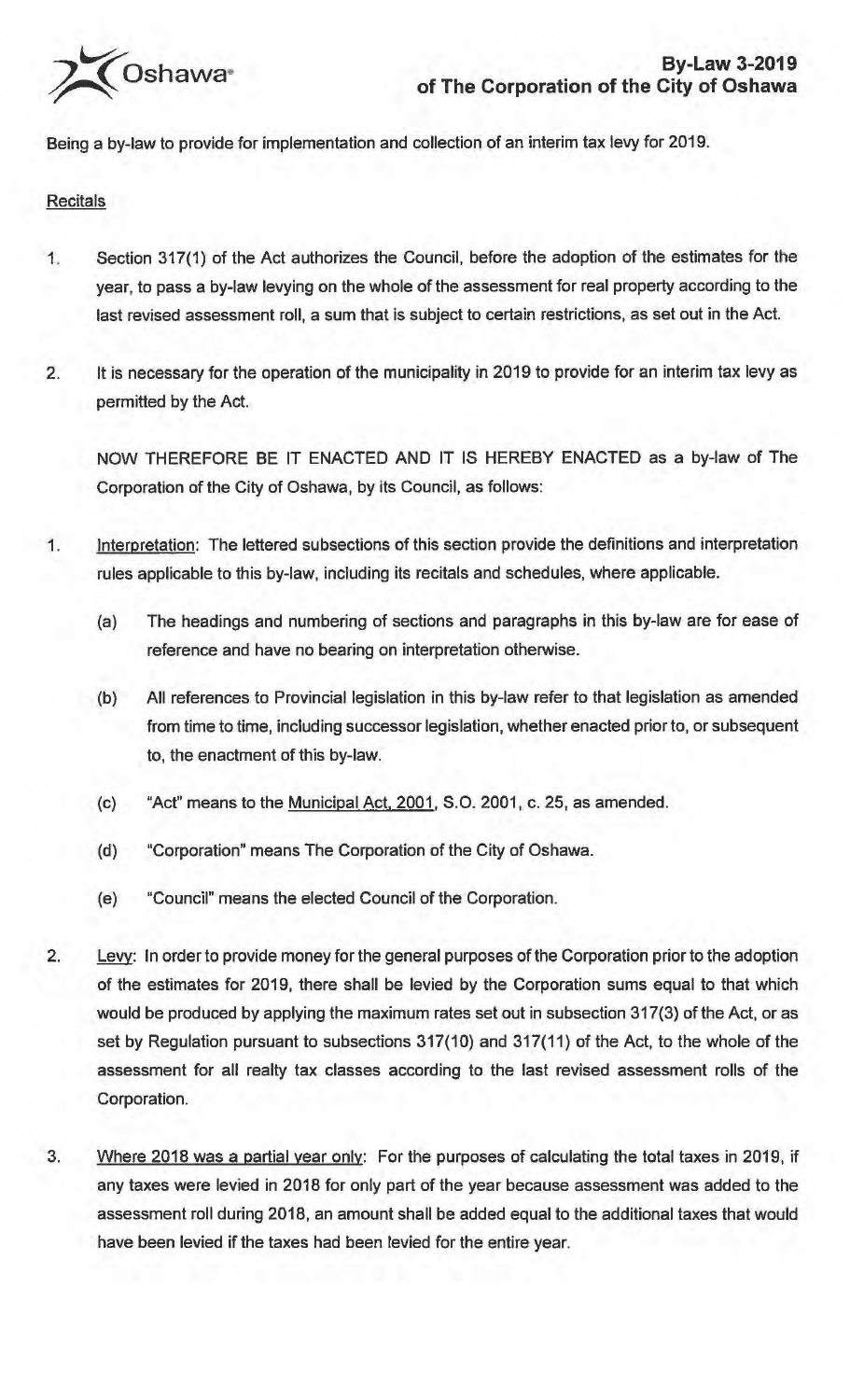Oshawa

# By-Law 3-2019 of The Corporation of the City of Oshawa

Being a by-law to provide for implementation and collection of an interim tax levy for 2019.

## Recitals

1. Section 317(1) of the Act authorizes the Council, before the adoption of the estimates for the year, to pass a by-law levying on the whole of the assessment for real property according to the last revised assessment roll, a sum that is subject to certain restrictions, as set out in the Act.

2. It is necessary for the operation of the municipality in 2019 to provide for an interim tax levy as permitted by the Act.

NOW THEREFORE BE IT ENACTED AND IT IS HEREBY ENACTED as a by-law of The Corporation of the City of Oshawa, by its Council, as follows:

1. Interpretation: The lettered subsections of this section provide the definitions and interpretation rules applicable to this by-law, including its recitals and schedules, where applicable.

   (a) The headings and numbering of sections and paragraphs in this by-law are for ease of reference and have no bearing on interpretation otherwise.

   (b) All references to Provincial legislation in this by-law refer to that legislation as amended from time to time, including successor legislation, whether enacted prior to, or subsequent to, the enactment of this by-law.

   (c) "Act" means to the Municipal Act, 2001, S.O. 2001, c. 25, as amended.

   (d) "Corporation" means The Corporation of the City of Oshawa.

   (e) "Council" means the elected Council of the Corporation.

2. Levy: In order to provide money for the general purposes of the Corporation prior to the adoption of the estimates for 2019, there shall be levied by the Corporation sums equal to that which would be produced by applying the maximum rates set out in subsection 317(3) of the Act, or as set by Regulation pursuant to subsections 317(10) and 317(11) of the Act, to the whole of the assessment for all realty tax classes according to the last revised assessment rolls of the Corporation.

3. Where 2018 was a partial year only: For the purposes of calculating the total taxes in 2019, if any taxes were levied in 2018 for only part of the year because assessment was added to the assessment roll during 2018, an amount shall be added equal to the additional taxes that would have been levied if the taxes had been levied for the entire year.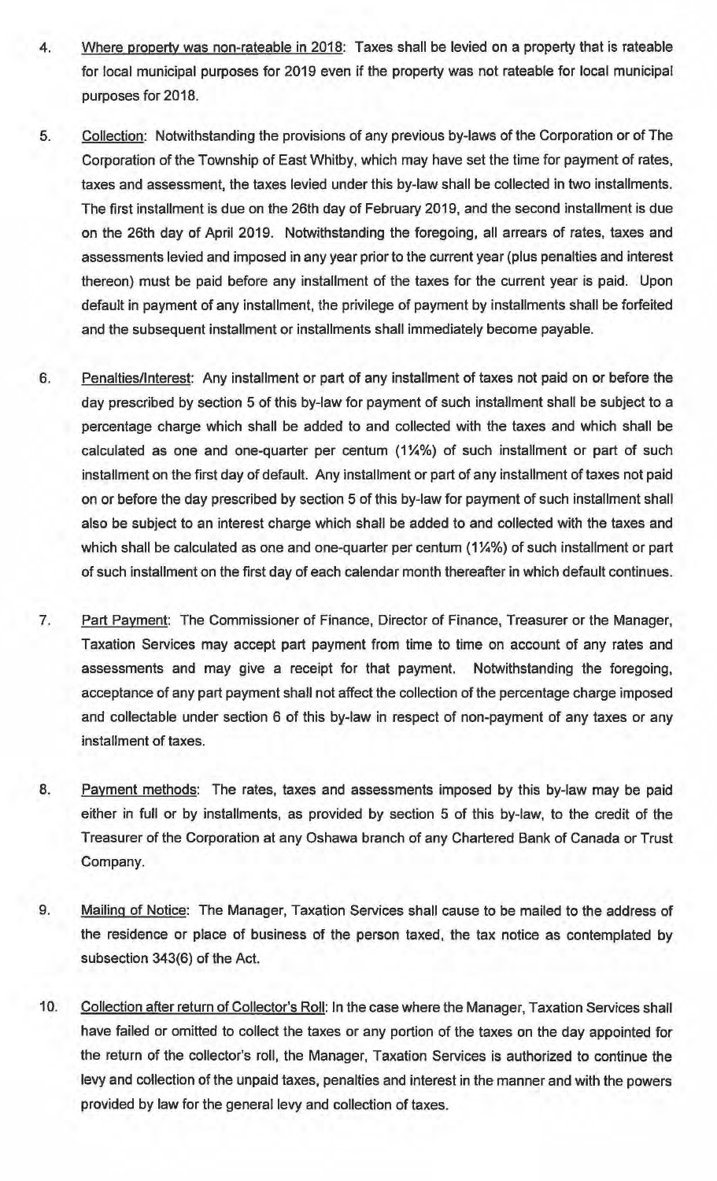4. Where property was non-rateable in 2018: Taxes shall be levied on a property that is rateable for local municipal purposes for 2019 even if the property was not rateable for local municipal purposes for 2018.

5. Collection: Notwithstanding the provisions of any previous by-laws of the Corporation or of The Corporation of the Township of East Whitby, which may have set the time for payment of rates, taxes and assessment, the taxes levied under this by-law shall be collected in two installments. The first installment is due on the 26th day of February 2019, and the second installment is due on the 26th day of April 2019. Notwithstanding the foregoing, all arrears of rates, taxes and assessments levied and imposed in any year prior to the current year (plus penalties and interest thereon) must be paid before any installment of the taxes for the current year is paid. Upon default in payment of any installment, the privilege of payment by installments shall be forfeited and the subsequent installment or installments shall immediately become payable.

6. Penalties/Interest: Any installment or part of any installment of taxes not paid on or before the day prescribed by section 5 of this by-law for payment of such installment shall be subject to a percentage charge which shall be added to and collected with the taxes and which shall be calculated as one and one-quarter per centum (1¼%) of such installment or part of such installment on the first day of default. Any installment or part of any installment of taxes not paid on or before the day prescribed by section 5 of this by-law for payment of such installment shall also be subject to an interest charge which shall be added to and collected with the taxes and which shall be calculated as one and one-quarter per centum (1¼%) of such installment or part of such installment on the first day of each calendar month thereafter in which default continues.

7. Part Payment: The Commissioner of Finance, Director of Finance, Treasurer or the Manager, Taxation Services may accept part payment from time to time on account of any rates and assessments and may give a receipt for that payment. Notwithstanding the foregoing, acceptance of any part payment shall not affect the collection of the percentage charge imposed and collectable under section 6 of this by-law in respect of non-payment of any taxes or any installment of taxes.

8. Payment methods: The rates, taxes and assessments imposed by this by-law may be paid either in full or by installments, as provided by section 5 of this by-law, to the credit of the Treasurer of the Corporation at any Oshawa branch of any Chartered Bank of Canada or Trust Company.

9. Mailing of Notice: The Manager, Taxation Services shall cause to be mailed to the address of the residence or place of business of the person taxed, the tax notice as contemplated by subsection 343(6) of the Act.

10. Collection after return of Collector's Roll: In the case where the Manager, Taxation Services shall have failed or omitted to collect the taxes or any portion of the taxes on the day appointed for the return of the collector's roll, the Manager, Taxation Services is authorized to continue the levy and collection of the unpaid taxes, penalties and interest in the manner and with the powers provided by law for the general levy and collection of taxes.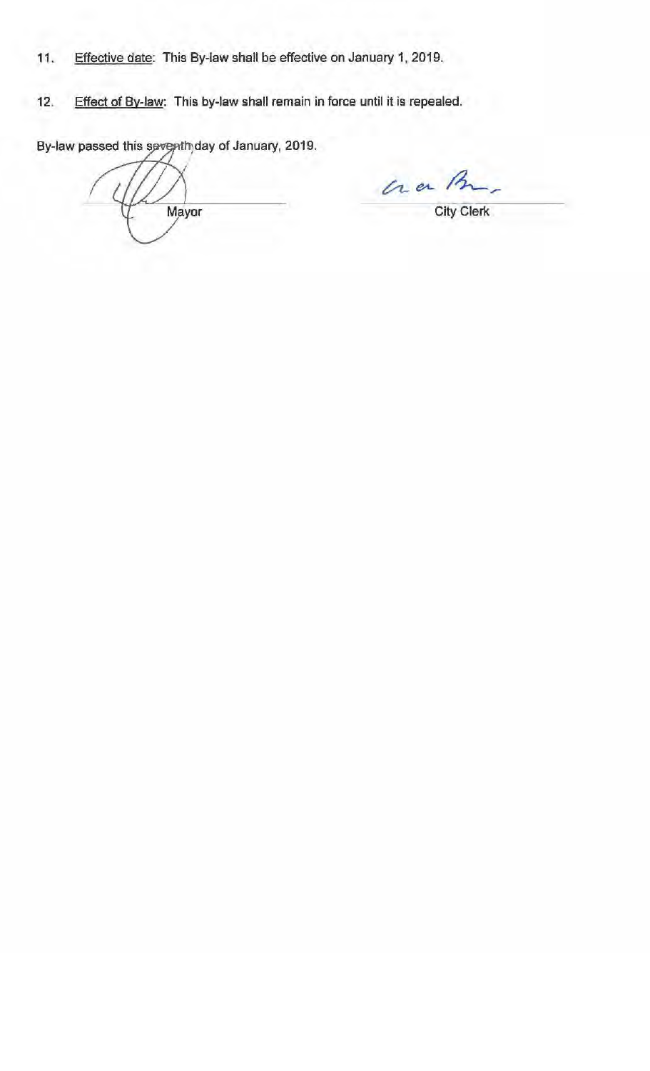11. Effective date: This By-law shall be effective on January 1, 2019.

12. Effect of By-law: This by-law shall remain in force until it is repealed.

By-law passed this seventh day of January, 2019.

Mayor

City Clerk